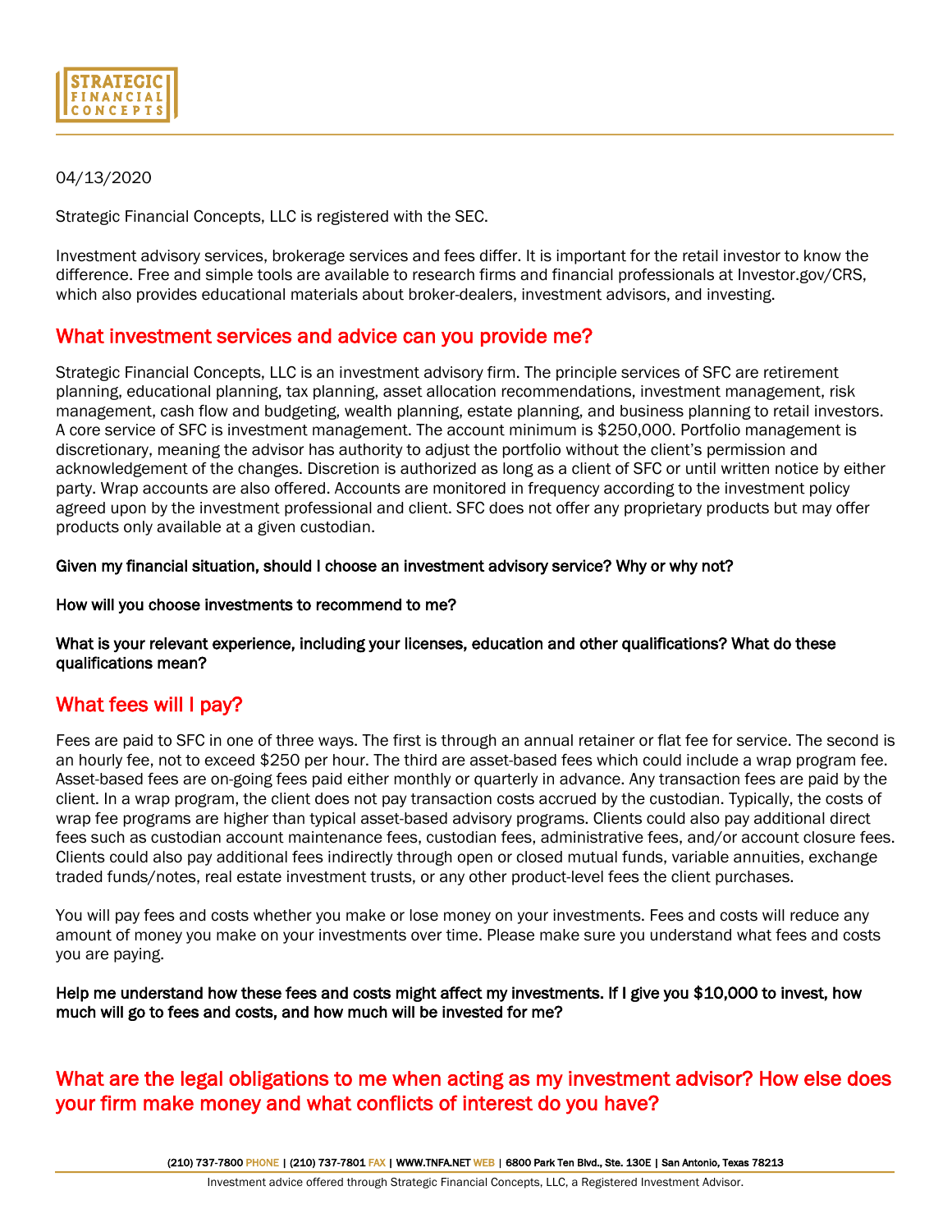STRATEGIC FINANCIAL CONCEPTS

04/13/2020

Strategic Financial Concepts, LLC is registered with the SEC.

Investment advisory services, brokerage services and fees differ. It is important for the retail investor to know the difference. Free and simple tools are available to research firms and financial professionals at Investor.gov/CRS, which also provides educational materials about broker-dealers, investment advisors, and investing.

## What investment services and advice can you provide me?

Strategic Financial Concepts, LLC is an investment advisory firm. The principle services of SFC are retirement planning, educational planning, tax planning, asset allocation recommendations, investment management, risk management, cash flow and budgeting, wealth planning, estate planning, and business planning to retail investors. A core service of SFC is investment management. The account minimum is $250,000. Portfolio management is discretionary, meaning the advisor has authority to adjust the portfolio without the client's permission and acknowledgement of the changes. Discretion is authorized as long as a client of SFC or until written notice by either party. Wrap accounts are also offered. Accounts are monitored in frequency according to the investment policy agreed upon by the investment professional and client. SFC does not offer any proprietary products but may offer products only available at a given custodian.

**Given my financial situation, should I choose an investment advisory service? Why or why not?**

**How will you choose investments to recommend to me?**

**What is your relevant experience, including your licenses, education and other qualifications? What do these qualifications mean?**

## What fees will I pay?

Fees are paid to SFC in one of three ways. The first is through an annual retainer or flat fee for service. The second is an hourly fee, not to exceed $250 per hour. The third are asset-based fees which could include a wrap program fee. Asset-based fees are on-going fees paid either monthly or quarterly in advance. Any transaction fees are paid by the client. In a wrap program, the client does not pay transaction costs accrued by the custodian. Typically, the costs of wrap fee programs are higher than typical asset-based advisory programs. Clients could also pay additional direct fees such as custodian account maintenance fees, custodian fees, administrative fees, and/or account closure fees. Clients could also pay additional fees indirectly through open or closed mutual funds, variable annuities, exchange traded funds/notes, real estate investment trusts, or any other product-level fees the client purchases.

You will pay fees and costs whether you make or lose money on your investments. Fees and costs will reduce any amount of money you make on your investments over time. Please make sure you understand what fees and costs you are paying.

**Help me understand how these fees and costs might affect my investments. If I give you $10,000 to invest, how much will go to fees and costs, and how much will be invested for me?**

## What are the legal obligations to me when acting as my investment advisor? How else does your firm make money and what conflicts of interest do you have?

(210) 737-7800 PHONE | (210) 737-7801 FAX | WWW.TNFA.NET WEB | 6800 Park Ten Blvd., Ste. 130E | San Antonio, Texas 78213

Investment advice offered through Strategic Financial Concepts, LLC, a Registered Investment Advisor.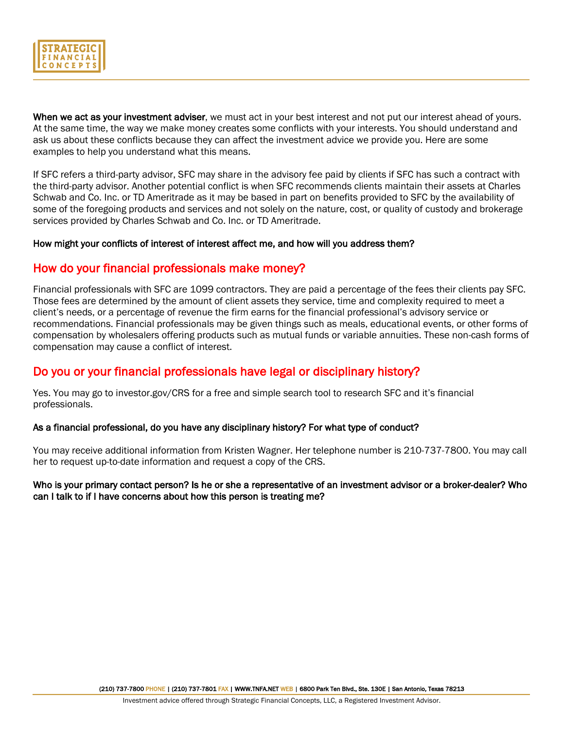**When we act as your investment adviser**, we must act in your best interest and not put our interest ahead of yours. At the same time, the way we make money creates some conflicts with your interests. You should understand and ask us about these conflicts because they can affect the investment advice we provide you. Here are some examples to help you understand what this means.

If SFC refers a third-party advisor, SFC may share in the advisory fee paid by clients if SFC has such a contract with the third-party advisor. Another potential conflict is when SFC recommends clients maintain their assets at Charles Schwab and Co. Inc. or TD Ameritrade as it may be based in part on benefits provided to SFC by the availability of some of the foregoing products and services and not solely on the nature, cost, or quality of custody and brokerage services provided by Charles Schwab and Co. Inc. or TD Ameritrade.

**How might your conflicts of interest of interest affect me, and how will you address them?**

## How do your financial professionals make money?

Financial professionals with SFC are 1099 contractors. They are paid a percentage of the fees their clients pay SFC. Those fees are determined by the amount of client assets they service, time and complexity required to meet a client's needs, or a percentage of revenue the firm earns for the financial professional's advisory service or recommendations. Financial professionals may be given things such as meals, educational events, or other forms of compensation by wholesalers offering products such as mutual funds or variable annuities. These non-cash forms of compensation may cause a conflict of interest.

## Do you or your financial professionals have legal or disciplinary history?

Yes. You may go to investor.gov/CRS for a free and simple search tool to research SFC and it's financial professionals.

**As a financial professional, do you have any disciplinary history? For what type of conduct?**

You may receive additional information from Kristen Wagner. Her telephone number is 210-737-7800. You may call her to request up-to-date information and request a copy of the CRS.

**Who is your primary contact person? Is he or she a representative of an investment advisor or a broker-dealer? Who can I talk to if I have concerns about how this person is treating me?**